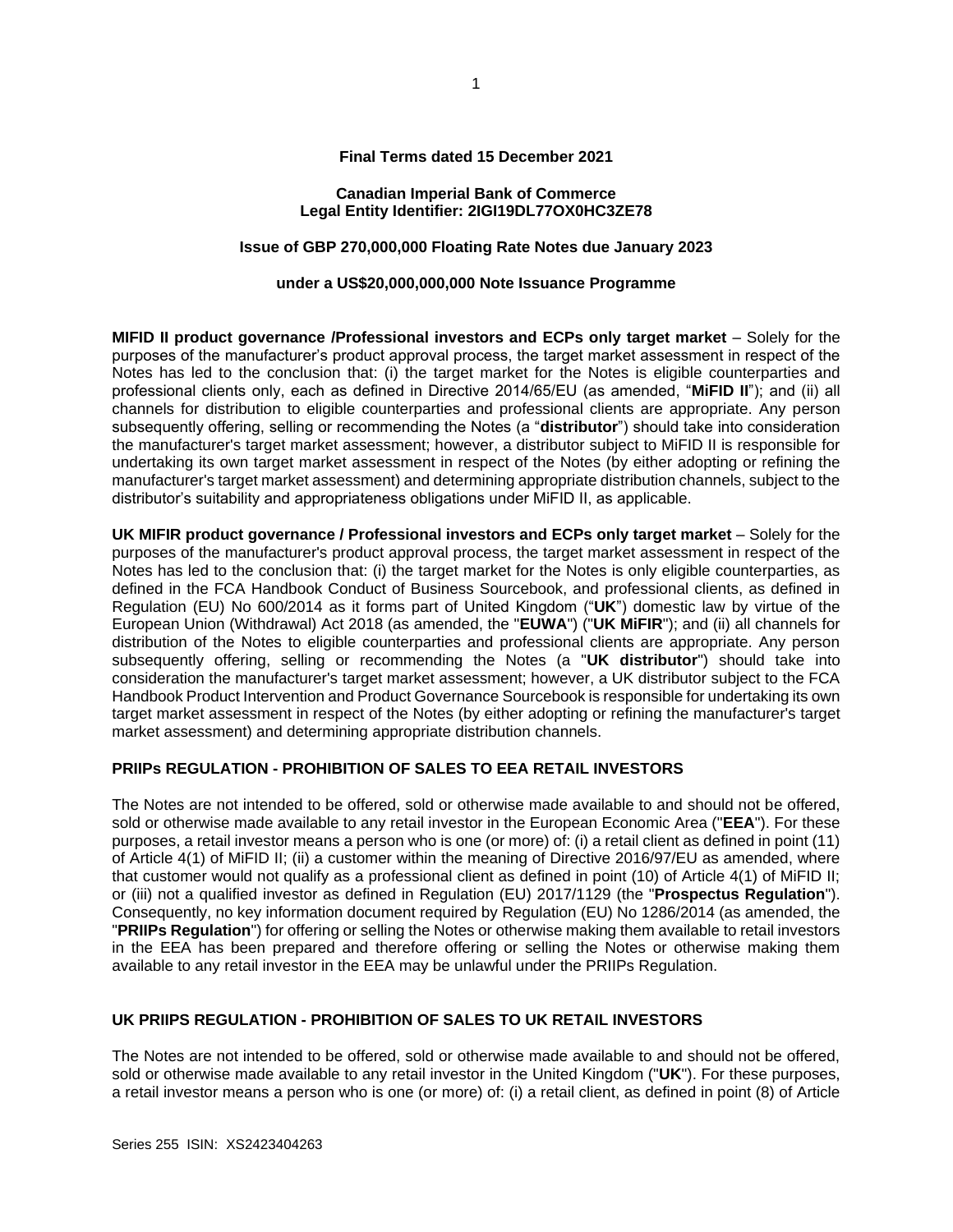**Final Terms dated 15 December 2021**

**Canadian Imperial Bank of Commerce**
**Legal Entity Identifier: 2IGI19DL77OX0HC3ZE78**

**Issue of GBP 270,000,000 Floating Rate Notes due January 2023**

**under a US$20,000,000,000 Note Issuance Programme**

**MIFID II product governance /Professional investors and ECPs only target market** – Solely for the purposes of the manufacturer's product approval process, the target market assessment in respect of the Notes has led to the conclusion that: (i) the target market for the Notes is eligible counterparties and professional clients only, each as defined in Directive 2014/65/EU (as amended, "**MiFID II**"); and (ii) all channels for distribution to eligible counterparties and professional clients are appropriate. Any person subsequently offering, selling or recommending the Notes (a "**distributor**") should take into consideration the manufacturer's target market assessment; however, a distributor subject to MiFID II is responsible for undertaking its own target market assessment in respect of the Notes (by either adopting or refining the manufacturer's target market assessment) and determining appropriate distribution channels, subject to the distributor's suitability and appropriateness obligations under MiFID II, as applicable.

**UK MIFIR product governance / Professional investors and ECPs only target market** – Solely for the purposes of the manufacturer's product approval process, the target market assessment in respect of the Notes has led to the conclusion that: (i) the target market for the Notes is only eligible counterparties, as defined in the FCA Handbook Conduct of Business Sourcebook, and professional clients, as defined in Regulation (EU) No 600/2014 as it forms part of United Kingdom ("**UK**") domestic law by virtue of the European Union (Withdrawal) Act 2018 (as amended, the "**EUWA**") ("**UK MiFIR**"); and (ii) all channels for distribution of the Notes to eligible counterparties and professional clients are appropriate. Any person subsequently offering, selling or recommending the Notes (a "**UK distributor**") should take into consideration the manufacturer's target market assessment; however, a UK distributor subject to the FCA Handbook Product Intervention and Product Governance Sourcebook is responsible for undertaking its own target market assessment in respect of the Notes (by either adopting or refining the manufacturer's target market assessment) and determining appropriate distribution channels.

**PRIIPs REGULATION - PROHIBITION OF SALES TO EEA RETAIL INVESTORS**

The Notes are not intended to be offered, sold or otherwise made available to and should not be offered, sold or otherwise made available to any retail investor in the European Economic Area ("**EEA**"). For these purposes, a retail investor means a person who is one (or more) of: (i) a retail client as defined in point (11) of Article 4(1) of MiFID II; (ii) a customer within the meaning of Directive 2016/97/EU as amended, where that customer would not qualify as a professional client as defined in point (10) of Article 4(1) of MiFID II; or (iii) not a qualified investor as defined in Regulation (EU) 2017/1129 (the "**Prospectus Regulation**"). Consequently, no key information document required by Regulation (EU) No 1286/2014 (as amended, the "**PRIIPs Regulation**") for offering or selling the Notes or otherwise making them available to retail investors in the EEA has been prepared and therefore offering or selling the Notes or otherwise making them available to any retail investor in the EEA may be unlawful under the PRIIPs Regulation.

**UK PRIIPS REGULATION - PROHIBITION OF SALES TO UK RETAIL INVESTORS**

The Notes are not intended to be offered, sold or otherwise made available to and should not be offered, sold or otherwise made available to any retail investor in the United Kingdom ("**UK**"). For these purposes, a retail investor means a person who is one (or more) of: (i) a retail client, as defined in point (8) of Article

Series 255 ISIN: XS2423404263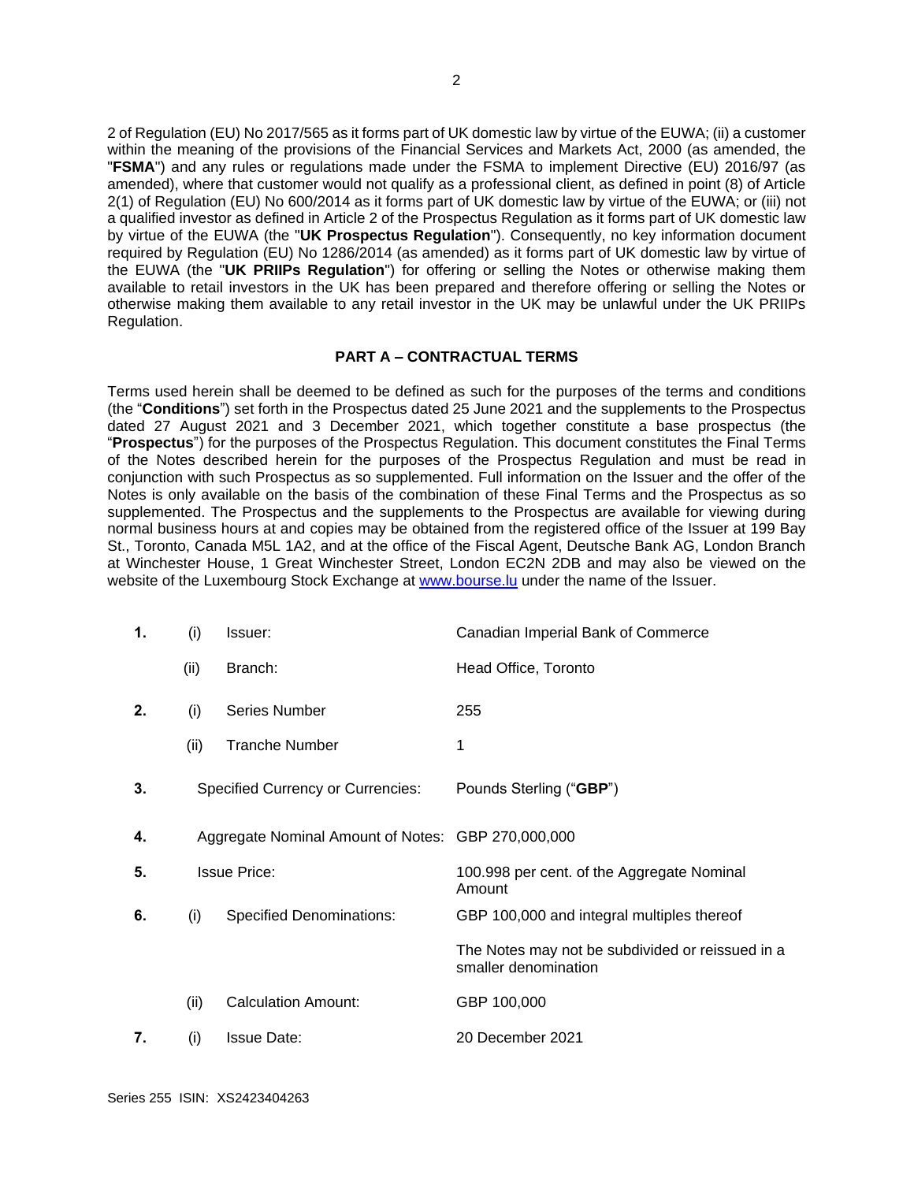2 of Regulation (EU) No 2017/565 as it forms part of UK domestic law by virtue of the EUWA; (ii) a customer within the meaning of the provisions of the Financial Services and Markets Act, 2000 (as amended, the "**FSMA**") and any rules or regulations made under the FSMA to implement Directive (EU) 2016/97 (as amended), where that customer would not qualify as a professional client, as defined in point (8) of Article 2(1) of Regulation (EU) No 600/2014 as it forms part of UK domestic law by virtue of the EUWA; or (iii) not a qualified investor as defined in Article 2 of the Prospectus Regulation as it forms part of UK domestic law by virtue of the EUWA (the "**UK Prospectus Regulation**"). Consequently, no key information document required by Regulation (EU) No 1286/2014 (as amended) as it forms part of UK domestic law by virtue of the EUWA (the "**UK PRIIPs Regulation**") for offering or selling the Notes or otherwise making them available to retail investors in the UK has been prepared and therefore offering or selling the Notes or otherwise making them available to any retail investor in the UK may be unlawful under the UK PRIIPs Regulation.

## PART A – CONTRACTUAL TERMS

Terms used herein shall be deemed to be defined as such for the purposes of the terms and conditions (the "**Conditions**") set forth in the Prospectus dated 25 June 2021 and the supplements to the Prospectus dated 27 August 2021 and 3 December 2021, which together constitute a base prospectus (the "**Prospectus**") for the purposes of the Prospectus Regulation. This document constitutes the Final Terms of the Notes described herein for the purposes of the Prospectus Regulation and must be read in conjunction with such Prospectus as so supplemented. Full information on the Issuer and the offer of the Notes is only available on the basis of the combination of these Final Terms and the Prospectus as so supplemented. The Prospectus and the supplements to the Prospectus are available for viewing during normal business hours at and copies may be obtained from the registered office of the Issuer at 199 Bay St., Toronto, Canada M5L 1A2, and at the office of the Fiscal Agent, Deutsche Bank AG, London Branch at Winchester House, 1 Great Winchester Street, London EC2N 2DB and may also be viewed on the website of the Luxembourg Stock Exchange at www.bourse.lu under the name of the Issuer.

| | | | |
|---|---|---|---|
| **1.** | (i) | Issuer: | Canadian Imperial Bank of Commerce |
| | (ii) | Branch: | Head Office, Toronto |
| **2.** | (i) | Series Number | 255 |
| | (ii) | Tranche Number | 1 |
| **3.** | | Specified Currency or Currencies: | Pounds Sterling ("**GBP**") |
| **4.** | | Aggregate Nominal Amount of Notes: | GBP 270,000,000 |
| **5.** | | Issue Price: | 100.998 per cent. of the Aggregate Nominal Amount |
| **6.** | (i) | Specified Denominations: | GBP 100,000 and integral multiples thereof<br><br>The Notes may not be subdivided or reissued in a smaller denomination |
| | (ii) | Calculation Amount: | GBP 100,000 |
| **7.** | (i) | Issue Date: | 20 December 2021 |

Series 255 ISIN: XS2423404263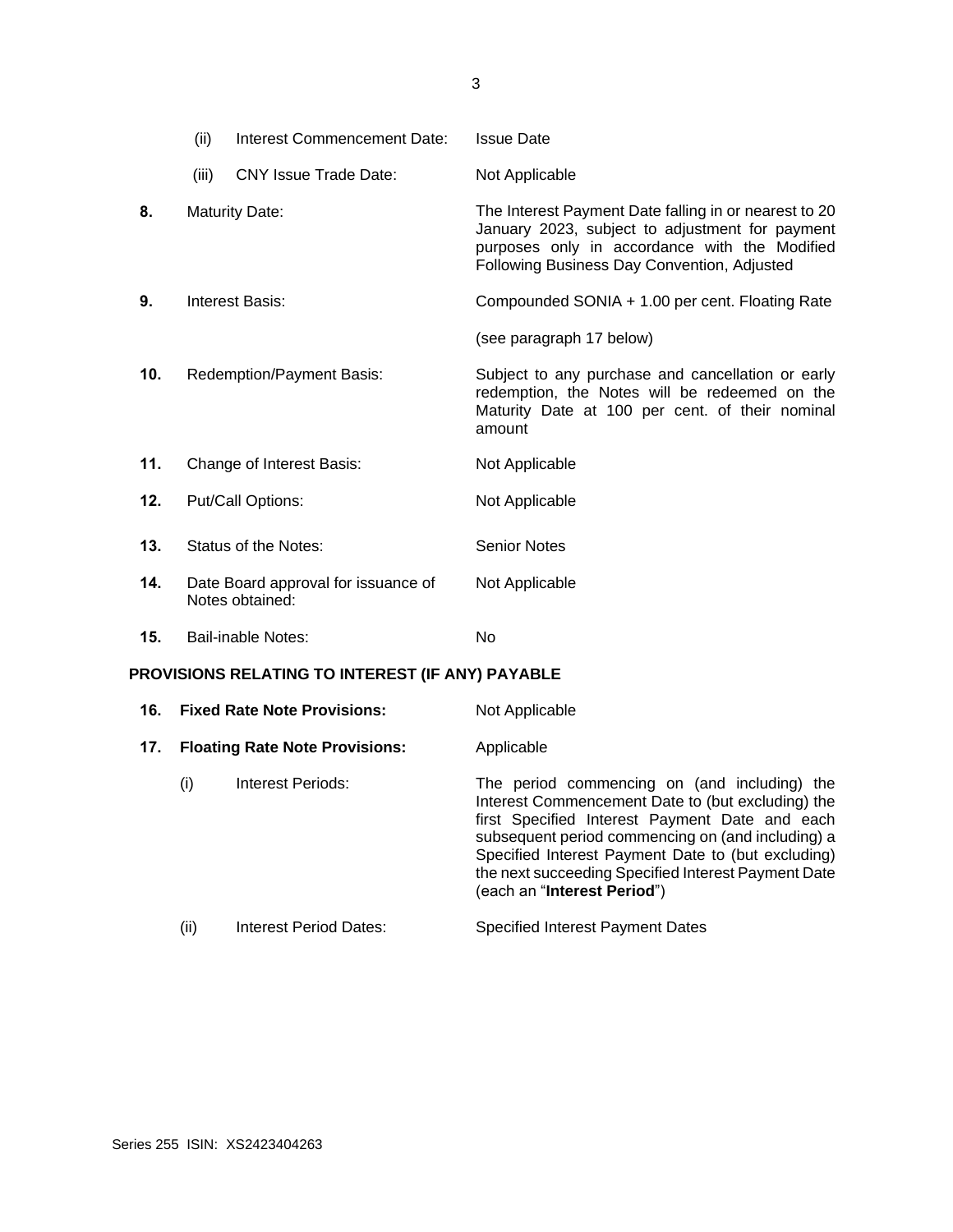| | | |
|---|---|---|
| | (ii) Interest Commencement Date: | Issue Date |
| | (iii) CNY Issue Trade Date: | Not Applicable |
| **8.** | Maturity Date: | The Interest Payment Date falling in or nearest to 20 January 2023, subject to adjustment for payment purposes only in accordance with the Modified Following Business Day Convention, Adjusted |
| **9.** | Interest Basis: | Compounded SONIA + 1.00 per cent. Floating Rate<br><br>(see paragraph 17 below) |
| **10.** | Redemption/Payment Basis: | Subject to any purchase and cancellation or early redemption, the Notes will be redeemed on the Maturity Date at 100 per cent. of their nominal amount |
| **11.** | Change of Interest Basis: | Not Applicable |
| **12.** | Put/Call Options: | Not Applicable |
| **13.** | Status of the Notes: | Senior Notes |
| **14.** | Date Board approval for issuance of Notes obtained: | Not Applicable |
| **15.** | Bail-inable Notes: | No |

**PROVISIONS RELATING TO INTEREST (IF ANY) PAYABLE**

| | | |
|---|---|---|
| **16.** | **Fixed Rate Note Provisions:** | Not Applicable |
| **17.** | **Floating Rate Note Provisions:** | Applicable |
| | (i) Interest Periods: | The period commencing on (and including) the Interest Commencement Date to (but excluding) the first Specified Interest Payment Date and each subsequent period commencing on (and including) a Specified Interest Payment Date to (but excluding) the next succeeding Specified Interest Payment Date (each an "**Interest Period**") |
| | (ii) Interest Period Dates: | Specified Interest Payment Dates |

Series 255 ISIN: XS2423404263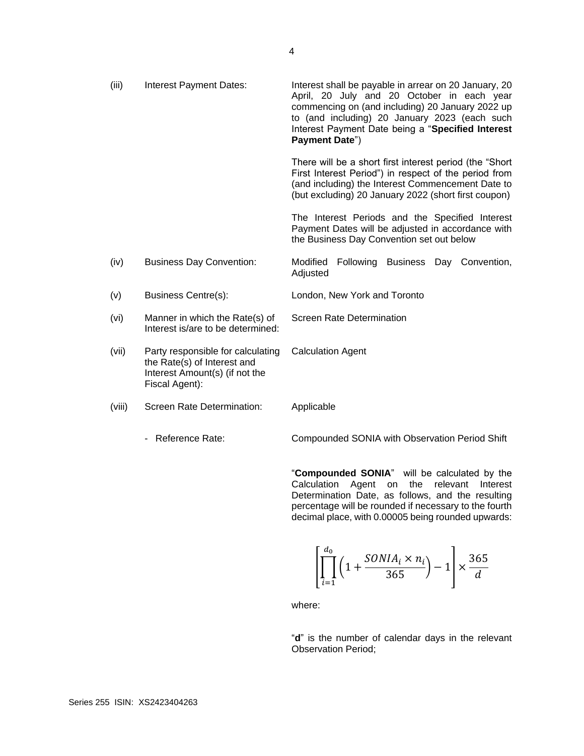| | | |
|---|---|---|
| (iii) | Interest Payment Dates: | Interest shall be payable in arrear on 20 January, 20 April, 20 July and 20 October in each year commencing on (and including) 20 January 2022 up to (and including) 20 January 2023 (each such Interest Payment Date being a "**Specified Interest Payment Date**")<br><br>There will be a short first interest period (the "Short First Interest Period") in respect of the period from (and including) the Interest Commencement Date to (but excluding) 20 January 2022 (short first coupon)<br><br>The Interest Periods and the Specified Interest Payment Dates will be adjusted in accordance with the Business Day Convention set out below |
| (iv) | Business Day Convention: | Modified Following Business Day Convention, Adjusted |
| (v) | Business Centre(s): | London, New York and Toronto |
| (vi) | Manner in which the Rate(s) of Interest is/are to be determined: | Screen Rate Determination |
| (vii) | Party responsible for calculating the Rate(s) of Interest and Interest Amount(s) (if not the Fiscal Agent): | Calculation Agent |
| (viii) | Screen Rate Determination: | Applicable |
| | - Reference Rate: | Compounded SONIA with Observation Period Shift |

"**Compounded SONIA**" will be calculated by the Calculation Agent on the relevant Interest Determination Date, as follows, and the resulting percentage will be rounded if necessary to the fourth decimal place, with 0.00005 being rounded upwards:

$$\left[\prod_{i=1}^{d_0}\left(1+\frac{SONIA_i \times n_i}{365}\right)-1\right]\times\frac{365}{d}$$

where:

"**d**" is the number of calendar days in the relevant Observation Period;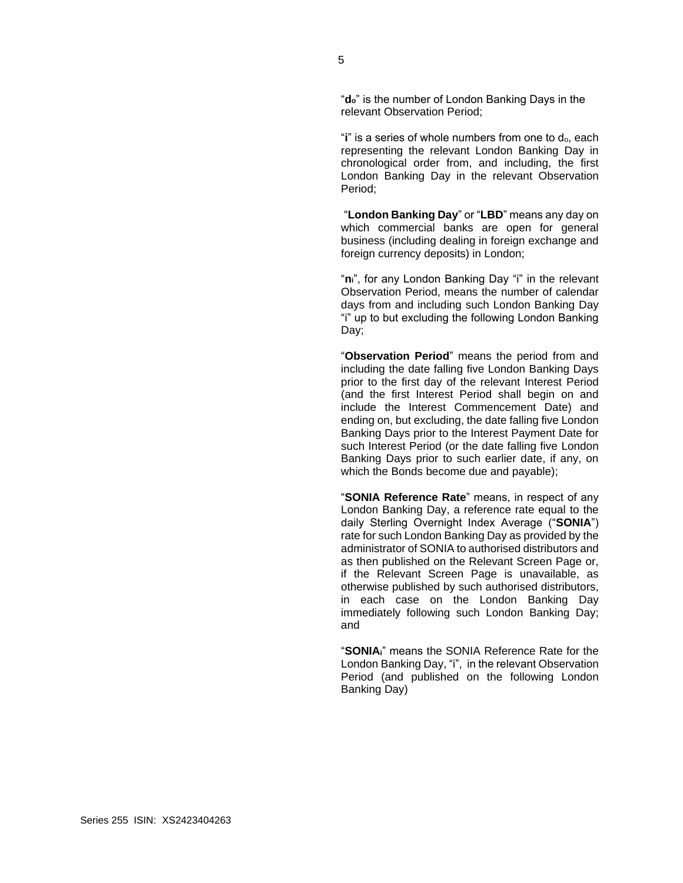"$d_o$" is the number of London Banking Days in the relevant Observation Period;

"$i$" is a series of whole numbers from one to $d_o$, each representing the relevant London Banking Day in chronological order from, and including, the first London Banking Day in the relevant Observation Period;

"**London Banking Day**" or "**LBD**" means any day on which commercial banks are open for general business (including dealing in foreign exchange and foreign currency deposits) in London;

"$n_i$", for any London Banking Day "i" in the relevant Observation Period, means the number of calendar days from and including such London Banking Day "i" up to but excluding the following London Banking Day;

"**Observation Period**" means the period from and including the date falling five London Banking Days prior to the first day of the relevant Interest Period (and the first Interest Period shall begin on and include the Interest Commencement Date) and ending on, but excluding, the date falling five London Banking Days prior to the Interest Payment Date for such Interest Period (or the date falling five London Banking Days prior to such earlier date, if any, on which the Bonds become due and payable);

"**SONIA Reference Rate**" means, in respect of any London Banking Day, a reference rate equal to the daily Sterling Overnight Index Average ("**SONIA**") rate for such London Banking Day as provided by the administrator of SONIA to authorised distributors and as then published on the Relevant Screen Page or, if the Relevant Screen Page is unavailable, as otherwise published by such authorised distributors, in each case on the London Banking Day immediately following such London Banking Day; and

"$\textbf{SONIA}_i$" means the SONIA Reference Rate for the London Banking Day, "i", in the relevant Observation Period (and published on the following London Banking Day)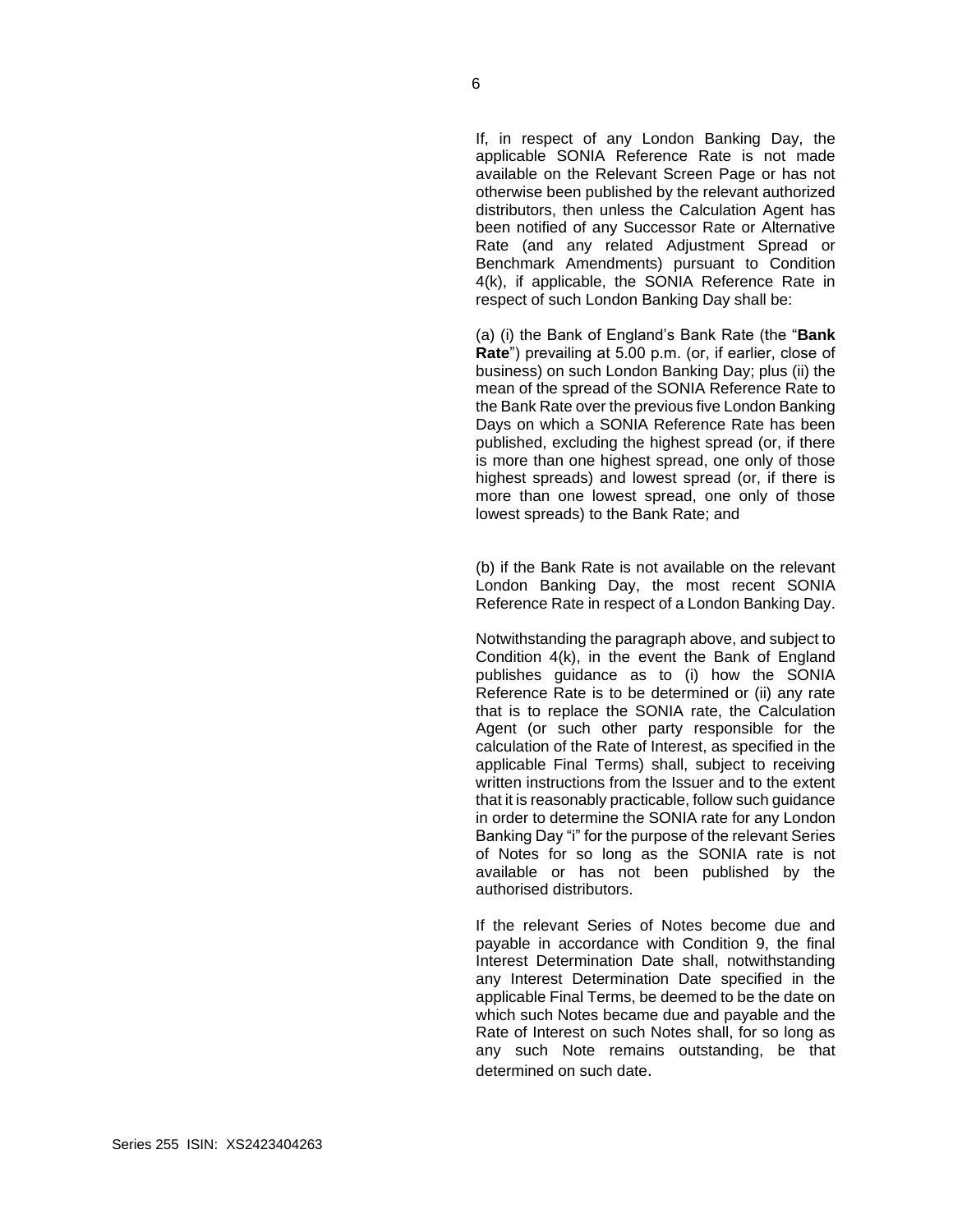If, in respect of any London Banking Day, the applicable SONIA Reference Rate is not made available on the Relevant Screen Page or has not otherwise been published by the relevant authorized distributors, then unless the Calculation Agent has been notified of any Successor Rate or Alternative Rate (and any related Adjustment Spread or Benchmark Amendments) pursuant to Condition 4(k), if applicable, the SONIA Reference Rate in respect of such London Banking Day shall be:

(a) (i) the Bank of England's Bank Rate (the "**Bank Rate**") prevailing at 5.00 p.m. (or, if earlier, close of business) on such London Banking Day; plus (ii) the mean of the spread of the SONIA Reference Rate to the Bank Rate over the previous five London Banking Days on which a SONIA Reference Rate has been published, excluding the highest spread (or, if there is more than one highest spread, one only of those highest spreads) and lowest spread (or, if there is more than one lowest spread, one only of those lowest spreads) to the Bank Rate; and

(b) if the Bank Rate is not available on the relevant London Banking Day, the most recent SONIA Reference Rate in respect of a London Banking Day.

Notwithstanding the paragraph above, and subject to Condition 4(k), in the event the Bank of England publishes guidance as to (i) how the SONIA Reference Rate is to be determined or (ii) any rate that is to replace the SONIA rate, the Calculation Agent (or such other party responsible for the calculation of the Rate of Interest, as specified in the applicable Final Terms) shall, subject to receiving written instructions from the Issuer and to the extent that it is reasonably practicable, follow such guidance in order to determine the SONIA rate for any London Banking Day "i" for the purpose of the relevant Series of Notes for so long as the SONIA rate is not available or has not been published by the authorised distributors.

If the relevant Series of Notes become due and payable in accordance with Condition 9, the final Interest Determination Date shall, notwithstanding any Interest Determination Date specified in the applicable Final Terms, be deemed to be the date on which such Notes became due and payable and the Rate of Interest on such Notes shall, for so long as any such Note remains outstanding, be that determined on such date.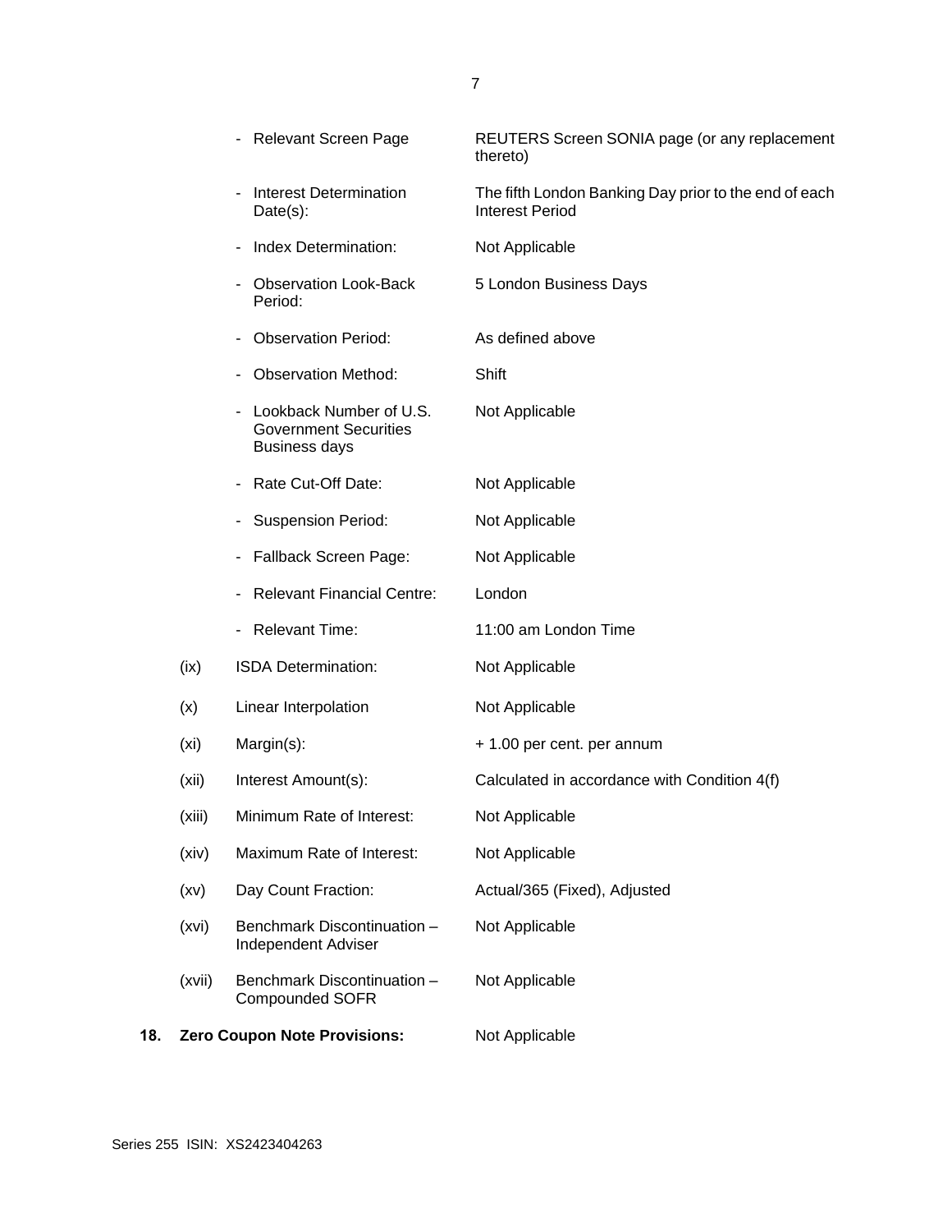| | | |
|---|---|---|
| | - Relevant Screen Page | REUTERS Screen SONIA page (or any replacement thereto) |
| | - Interest Determination Date(s): | The fifth London Banking Day prior to the end of each Interest Period |
| | - Index Determination: | Not Applicable |
| | - Observation Look-Back Period: | 5 London Business Days |
| | - Observation Period: | As defined above |
| | - Observation Method: | Shift |
| | - Lookback Number of U.S. Government Securities Business days | Not Applicable |
| | - Rate Cut-Off Date: | Not Applicable |
| | - Suspension Period: | Not Applicable |
| | - Fallback Screen Page: | Not Applicable |
| | - Relevant Financial Centre: | London |
| | - Relevant Time: | 11:00 am London Time |
| (ix) | ISDA Determination: | Not Applicable |
| (x) | Linear Interpolation | Not Applicable |
| (xi) | Margin(s): | + 1.00 per cent. per annum |
| (xii) | Interest Amount(s): | Calculated in accordance with Condition 4(f) |
| (xiii) | Minimum Rate of Interest: | Not Applicable |
| (xiv) | Maximum Rate of Interest: | Not Applicable |
| (xv) | Day Count Fraction: | Actual/365 (Fixed), Adjusted |
| (xvi) | Benchmark Discontinuation – Independent Adviser | Not Applicable |
| (xvii) | Benchmark Discontinuation – Compounded SOFR | Not Applicable |

**18. Zero Coupon Note Provisions:** Not Applicable

Series 255 ISIN: XS2423404263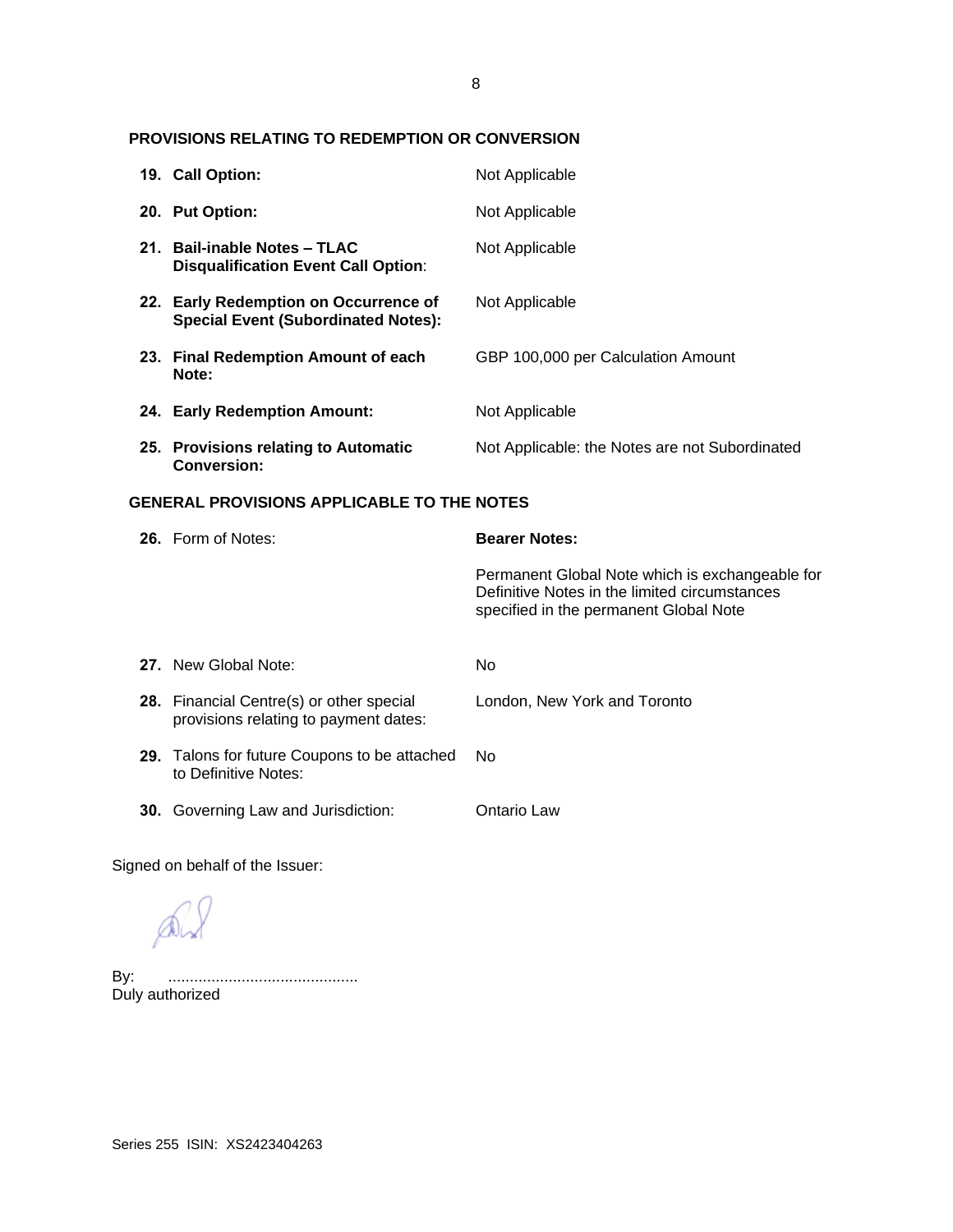## PROVISIONS RELATING TO REDEMPTION OR CONVERSION

| | |
|---|---|
| **19. Call Option:** | Not Applicable |
| **20. Put Option:** | Not Applicable |
| **21. Bail-inable Notes – TLAC Disqualification Event Call Option**: | Not Applicable |
| **22. Early Redemption on Occurrence of Special Event (Subordinated Notes):** | Not Applicable |
| **23. Final Redemption Amount of each Note:** | GBP 100,000 per Calculation Amount |
| **24. Early Redemption Amount:** | Not Applicable |
| **25. Provisions relating to Automatic Conversion:** | Not Applicable: the Notes are not Subordinated |

## GENERAL PROVISIONS APPLICABLE TO THE NOTES

| | |
|---|---|
| **26.** Form of Notes: | **Bearer Notes:**<br><br>Permanent Global Note which is exchangeable for Definitive Notes in the limited circumstances specified in the permanent Global Note |
| **27.** New Global Note: | No |
| **28.** Financial Centre(s) or other special provisions relating to payment dates: | London, New York and Toronto |
| **29.** Talons for future Coupons to be attached to Definitive Notes: | No |
| **30.** Governing Law and Jurisdiction: | Ontario Law |

Signed on behalf of the Issuer:

By: ............................................
Duly authorized

Series 255 ISIN: XS2423404263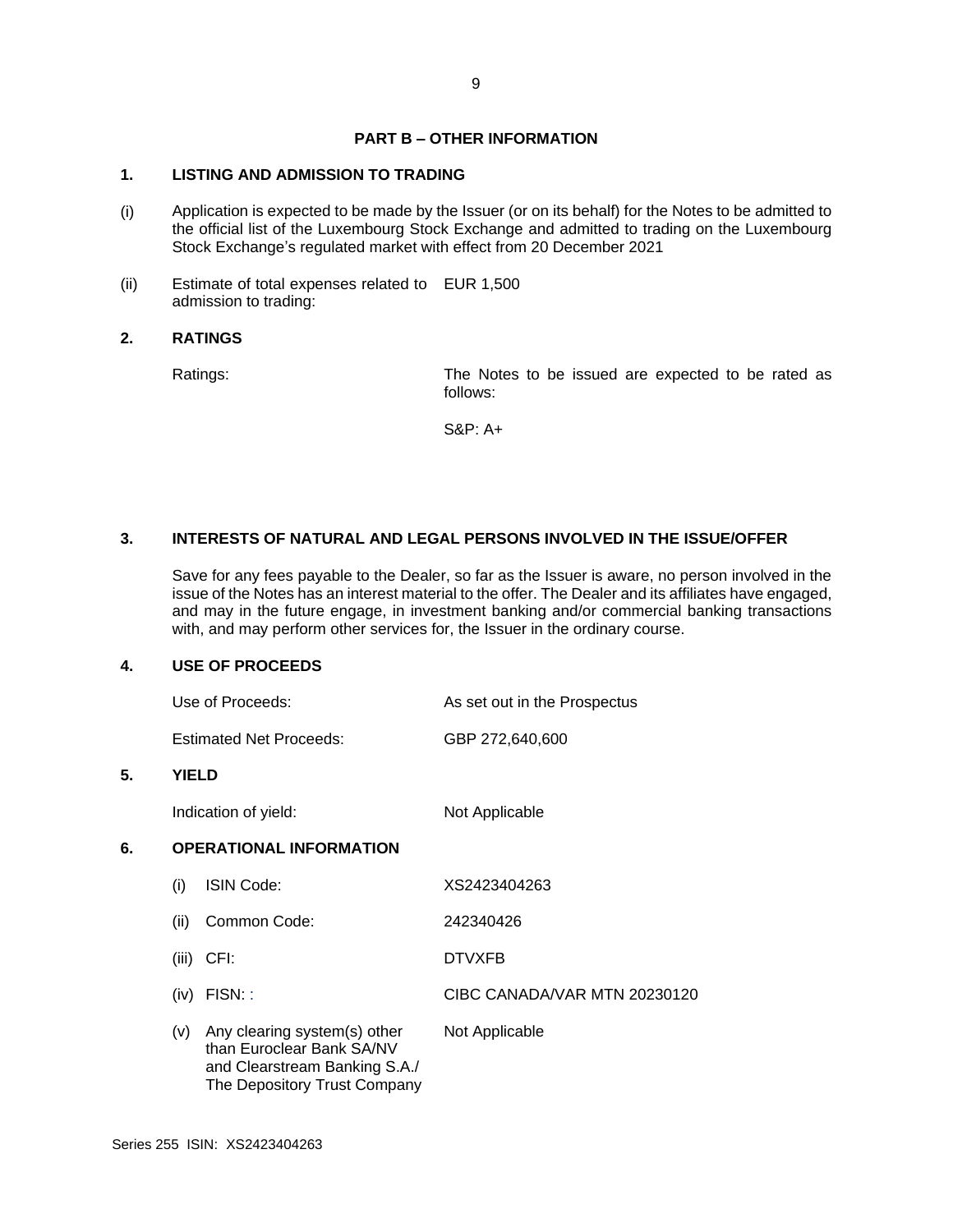## PART B – OTHER INFORMATION

### 1. LISTING AND ADMISSION TO TRADING

(i) Application is expected to be made by the Issuer (or on its behalf) for the Notes to be admitted to the official list of the Luxembourg Stock Exchange and admitted to trading on the Luxembourg Stock Exchange's regulated market with effect from 20 December 2021

(ii) Estimate of total expenses related to admission to trading: EUR 1,500

### 2. RATINGS

Ratings: The Notes to be issued are expected to be rated as follows:

S&P: A+

### 3. INTERESTS OF NATURAL AND LEGAL PERSONS INVOLVED IN THE ISSUE/OFFER

Save for any fees payable to the Dealer, so far as the Issuer is aware, no person involved in the issue of the Notes has an interest material to the offer. The Dealer and its affiliates have engaged, and may in the future engage, in investment banking and/or commercial banking transactions with, and may perform other services for, the Issuer in the ordinary course.

### 4. USE OF PROCEEDS

| | |
|---|---|
| Use of Proceeds: | As set out in the Prospectus |
| Estimated Net Proceeds: | GBP 272,640,600 |

### 5. YIELD

| | |
|---|---|
| Indication of yield: | Not Applicable |

### 6. OPERATIONAL INFORMATION

| | |
|---|---|
| (i) ISIN Code: | XS2423404263 |
| (ii) Common Code: | 242340426 |
| (iii) CFI: | DTVXFB |
| (iv) FISN: : | CIBC CANADA/VAR MTN 20230120 |
| (v) Any clearing system(s) other than Euroclear Bank SA/NV and Clearstream Banking S.A./ The Depository Trust Company | Not Applicable |

Series 255 ISIN: XS2423404263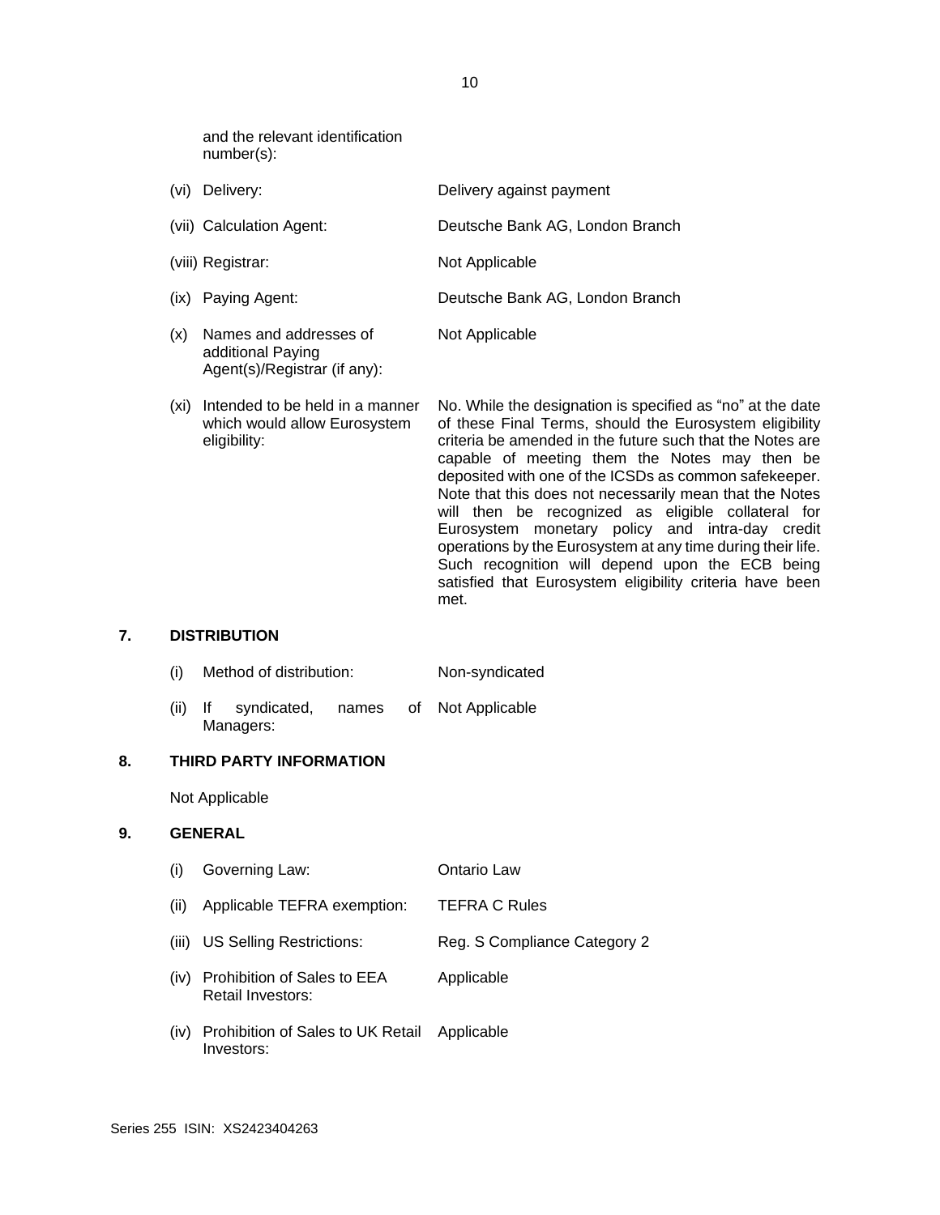| | |
|---|---|
| and the relevant identification number(s): | |
| (vi) Delivery: | Delivery against payment |
| (vii) Calculation Agent: | Deutsche Bank AG, London Branch |
| (viii) Registrar: | Not Applicable |
| (ix) Paying Agent: | Deutsche Bank AG, London Branch |
| (x) Names and addresses of additional Paying Agent(s)/Registrar (if any): | Not Applicable |
| (xi) Intended to be held in a manner which would allow Eurosystem eligibility: | No. While the designation is specified as "no" at the date of these Final Terms, should the Eurosystem eligibility criteria be amended in the future such that the Notes are capable of meeting them the Notes may then be deposited with one of the ICSDs as common safekeeper. Note that this does not necessarily mean that the Notes will then be recognized as eligible collateral for Eurosystem monetary policy and intra-day credit operations by the Eurosystem at any time during their life. Such recognition will depend upon the ECB being satisfied that Eurosystem eligibility criteria have been met. |

## 7. DISTRIBUTION

| | |
|---|---|
| (i) Method of distribution: | Non-syndicated |
| (ii) If syndicated, names of Managers: | Not Applicable |

## 8. THIRD PARTY INFORMATION

Not Applicable

## 9. GENERAL

| | |
|---|---|
| (i) Governing Law: | Ontario Law |
| (ii) Applicable TEFRA exemption: | TEFRA C Rules |
| (iii) US Selling Restrictions: | Reg. S Compliance Category 2 |
| (iv) Prohibition of Sales to EEA Retail Investors: | Applicable |
| (iv) Prohibition of Sales to UK Retail Investors: | Applicable |

Series 255 ISIN: XS2423404263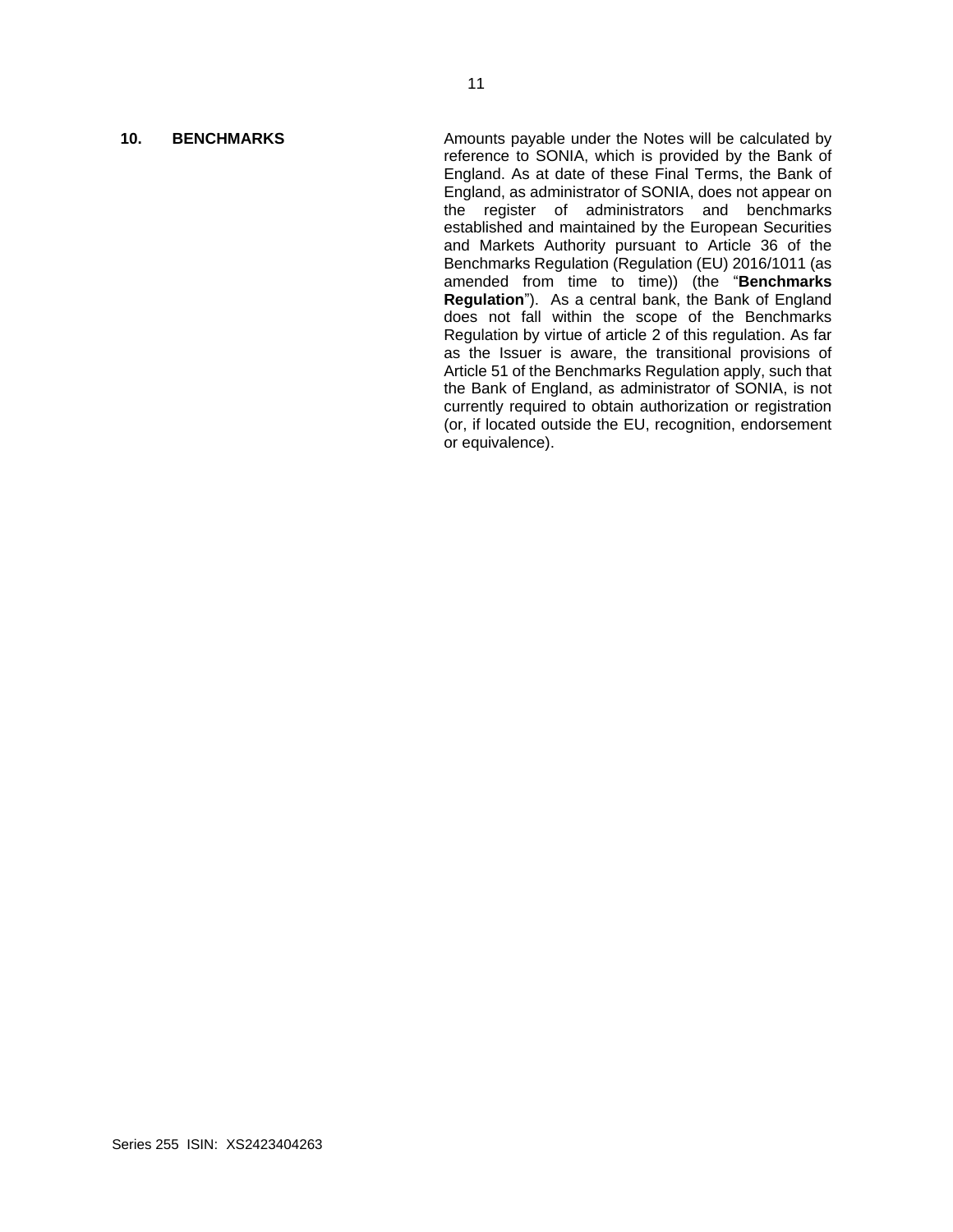**10. BENCHMARKS**

Amounts payable under the Notes will be calculated by reference to SONIA, which is provided by the Bank of England. As at date of these Final Terms, the Bank of England, as administrator of SONIA, does not appear on the register of administrators and benchmarks established and maintained by the European Securities and Markets Authority pursuant to Article 36 of the Benchmarks Regulation (Regulation (EU) 2016/1011 (as amended from time to time)) (the "**Benchmarks Regulation**"). As a central bank, the Bank of England does not fall within the scope of the Benchmarks Regulation by virtue of article 2 of this regulation. As far as the Issuer is aware, the transitional provisions of Article 51 of the Benchmarks Regulation apply, such that the Bank of England, as administrator of SONIA, is not currently required to obtain authorization or registration (or, if located outside the EU, recognition, endorsement or equivalence).